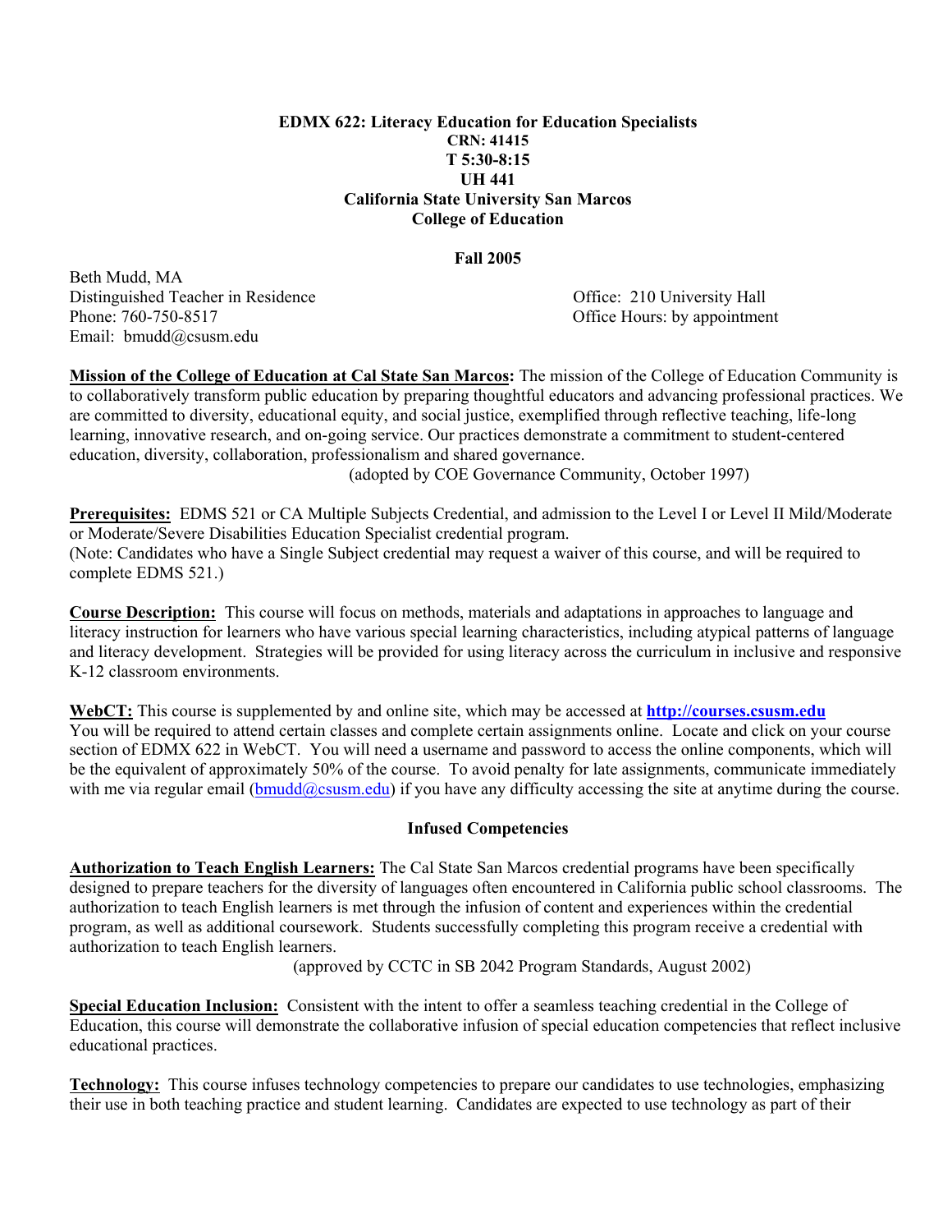**EDMX 622: Literacy Education for Education Specialists**
**CRN: 41415**
**T 5:30-8:15**
**UH 441**
**California State University San Marcos**
**College of Education**

**Fall 2005**

Beth Mudd, MA
Distinguished Teacher in Residence
Phone: 760-750-8517
Email: bmudd@csusm.edu

Office: 210 University Hall
Office Hours: by appointment

**Mission of the College of Education at Cal State San Marcos:** The mission of the College of Education Community is to collaboratively transform public education by preparing thoughtful educators and advancing professional practices. We are committed to diversity, educational equity, and social justice, exemplified through reflective teaching, life-long learning, innovative research, and on-going service. Our practices demonstrate a commitment to student-centered education, diversity, collaboration, professionalism and shared governance.
(adopted by COE Governance Community, October 1997)

**Prerequisites:** EDMS 521 or CA Multiple Subjects Credential, and admission to the Level I or Level II Mild/Moderate or Moderate/Severe Disabilities Education Specialist credential program.
(Note: Candidates who have a Single Subject credential may request a waiver of this course, and will be required to complete EDMS 521.)

**Course Description:** This course will focus on methods, materials and adaptations in approaches to language and literacy instruction for learners who have various special learning characteristics, including atypical patterns of language and literacy development. Strategies will be provided for using literacy across the curriculum in inclusive and responsive K-12 classroom environments.

**WebCT:** This course is supplemented by and online site, which may be accessed at **http://courses.csusm.edu**
You will be required to attend certain classes and complete certain assignments online. Locate and click on your course section of EDMX 622 in WebCT. You will need a username and password to access the online components, which will be the equivalent of approximately 50% of the course. To avoid penalty for late assignments, communicate immediately with me via regular email (bmudd@csusm.edu) if you have any difficulty accessing the site at anytime during the course.

## Infused Competencies

**Authorization to Teach English Learners:** The Cal State San Marcos credential programs have been specifically designed to prepare teachers for the diversity of languages often encountered in California public school classrooms. The authorization to teach English learners is met through the infusion of content and experiences within the credential program, as well as additional coursework. Students successfully completing this program receive a credential with authorization to teach English learners.
(approved by CCTC in SB 2042 Program Standards, August 2002)

**Special Education Inclusion:** Consistent with the intent to offer a seamless teaching credential in the College of Education, this course will demonstrate the collaborative infusion of special education competencies that reflect inclusive educational practices.

**Technology:** This course infuses technology competencies to prepare our candidates to use technologies, emphasizing their use in both teaching practice and student learning. Candidates are expected to use technology as part of their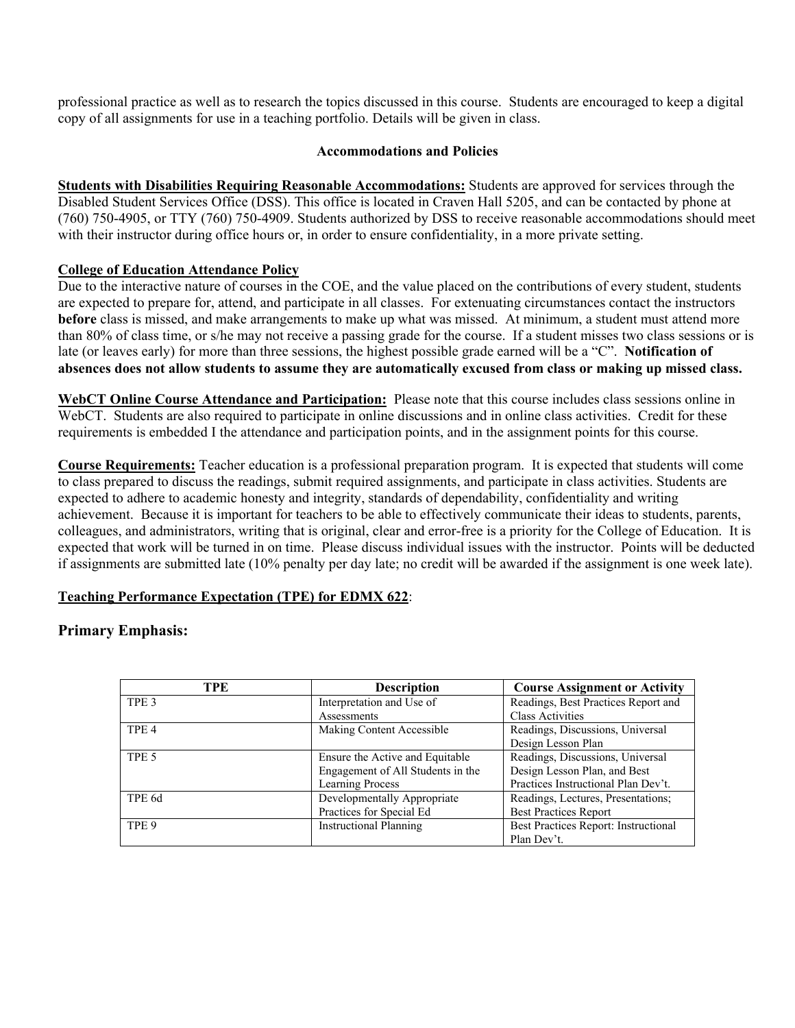professional practice as well as to research the topics discussed in this course. Students are encouraged to keep a digital copy of all assignments for use in a teaching portfolio. Details will be given in class.

### Accommodations and Policies

**Students with Disabilities Requiring Reasonable Accommodations:** Students are approved for services through the Disabled Student Services Office (DSS). This office is located in Craven Hall 5205, and can be contacted by phone at (760) 750-4905, or TTY (760) 750-4909. Students authorized by DSS to receive reasonable accommodations should meet with their instructor during office hours or, in order to ensure confidentiality, in a more private setting.

**College of Education Attendance Policy**

Due to the interactive nature of courses in the COE, and the value placed on the contributions of every student, students are expected to prepare for, attend, and participate in all classes. For extenuating circumstances contact the instructors **before** class is missed, and make arrangements to make up what was missed. At minimum, a student must attend more than 80% of class time, or s/he may not receive a passing grade for the course. If a student misses two class sessions or is late (or leaves early) for more than three sessions, the highest possible grade earned will be a "C". **Notification of absences does not allow students to assume they are automatically excused from class or making up missed class.**

**WebCT Online Course Attendance and Participation:** Please note that this course includes class sessions online in WebCT. Students are also required to participate in online discussions and in online class activities. Credit for these requirements is embedded I the attendance and participation points, and in the assignment points for this course.

**Course Requirements:** Teacher education is a professional preparation program. It is expected that students will come to class prepared to discuss the readings, submit required assignments, and participate in class activities. Students are expected to adhere to academic honesty and integrity, standards of dependability, confidentiality and writing achievement. Because it is important for teachers to be able to effectively communicate their ideas to students, parents, colleagues, and administrators, writing that is original, clear and error-free is a priority for the College of Education. It is expected that work will be turned in on time. Please discuss individual issues with the instructor. Points will be deducted if assignments are submitted late (10% penalty per day late; no credit will be awarded if the assignment is one week late).

**Teaching Performance Expectation (TPE) for EDMX 622**:

## Primary Emphasis:

| TPE | Description | Course Assignment or Activity |
|---|---|---|
| TPE 3 | Interpretation and Use of Assessments | Readings, Best Practices Report and Class Activities |
| TPE 4 | Making Content Accessible | Readings, Discussions, Universal Design Lesson Plan |
| TPE 5 | Ensure the Active and Equitable Engagement of All Students in the Learning Process | Readings, Discussions, Universal Design Lesson Plan, and Best Practices Instructional Plan Dev't. |
| TPE 6d | Developmentally Appropriate Practices for Special Ed | Readings, Lectures, Presentations; Best Practices Report |
| TPE 9 | Instructional Planning | Best Practices Report: Instructional Plan Dev't. |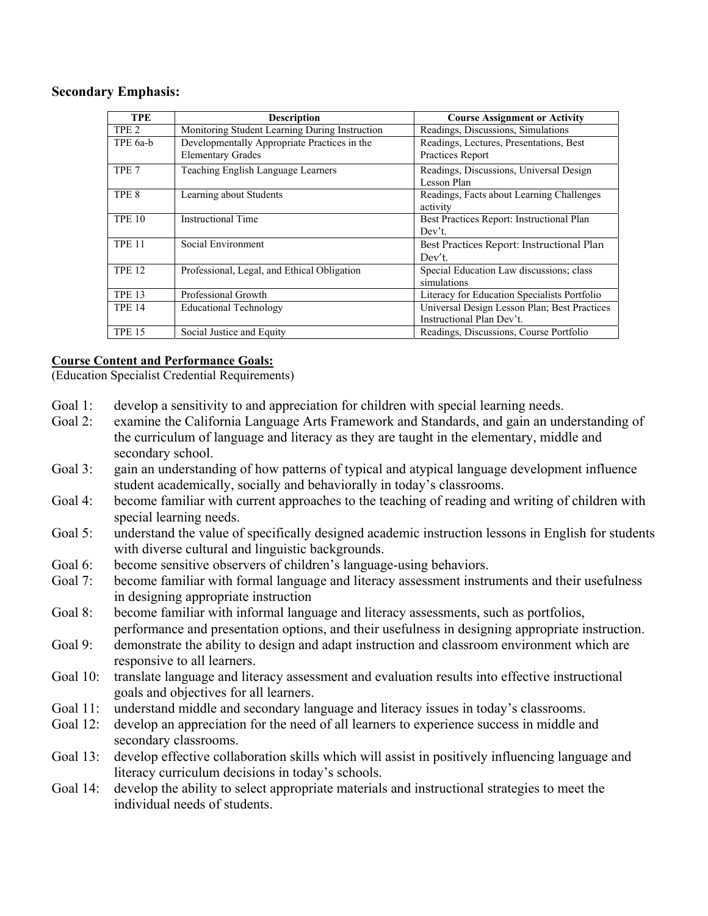**Secondary Emphasis:**

| TPE | Description | Course Assignment or Activity |
|---|---|---|
| TPE 2 | Monitoring Student Learning During Instruction | Readings, Discussions, Simulations |
| TPE 6a-b | Developmentally Appropriate Practices in the Elementary Grades | Readings, Lectures, Presentations, Best Practices Report |
| TPE 7 | Teaching English Language Learners | Readings, Discussions, Universal Design Lesson Plan |
| TPE 8 | Learning about Students | Readings, Facts about Learning Challenges activity |
| TPE 10 | Instructional Time | Best Practices Report: Instructional Plan Dev't. |
| TPE 11 | Social Environment | Best Practices Report: Instructional Plan Dev't. |
| TPE 12 | Professional, Legal, and Ethical Obligation | Special Education Law discussions; class simulations |
| TPE 13 | Professional Growth | Literacy for Education Specialists Portfolio |
| TPE 14 | Educational Technology | Universal Design Lesson Plan; Best Practices Instructional Plan Dev't. |
| TPE 15 | Social Justice and Equity | Readings, Discussions, Course Portfolio |

**Course Content and Performance Goals:**
(Education Specialist Credential Requirements)

- Goal 1: develop a sensitivity to and appreciation for children with special learning needs.
- Goal 2: examine the California Language Arts Framework and Standards, and gain an understanding of the curriculum of language and literacy as they are taught in the elementary, middle and secondary school.
- Goal 3: gain an understanding of how patterns of typical and atypical language development influence student academically, socially and behaviorally in today's classrooms.
- Goal 4: become familiar with current approaches to the teaching of reading and writing of children with special learning needs.
- Goal 5: understand the value of specifically designed academic instruction lessons in English for students with diverse cultural and linguistic backgrounds.
- Goal 6: become sensitive observers of children's language-using behaviors.
- Goal 7: become familiar with formal language and literacy assessment instruments and their usefulness in designing appropriate instruction
- Goal 8: become familiar with informal language and literacy assessments, such as portfolios, performance and presentation options, and their usefulness in designing appropriate instruction.
- Goal 9: demonstrate the ability to design and adapt instruction and classroom environment which are responsive to all learners.
- Goal 10: translate language and literacy assessment and evaluation results into effective instructional goals and objectives for all learners.
- Goal 11: understand middle and secondary language and literacy issues in today's classrooms.
- Goal 12: develop an appreciation for the need of all learners to experience success in middle and secondary classrooms.
- Goal 13: develop effective collaboration skills which will assist in positively influencing language and literacy curriculum decisions in today's schools.
- Goal 14: develop the ability to select appropriate materials and instructional strategies to meet the individual needs of students.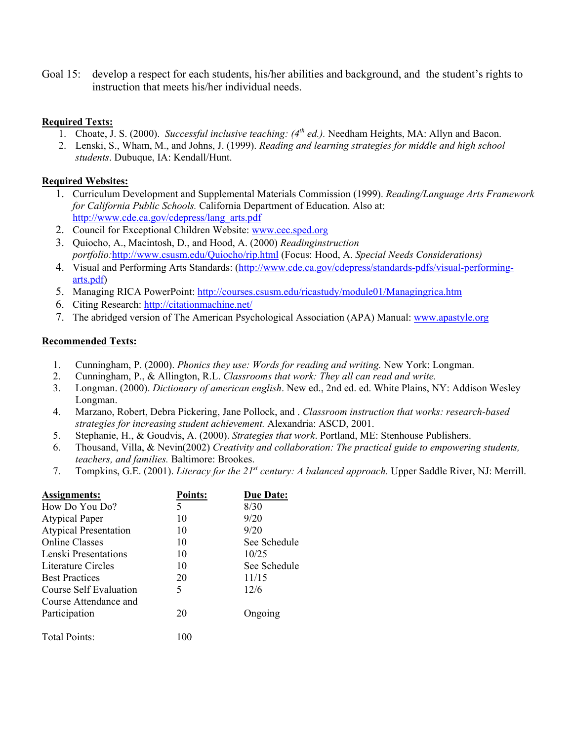Goal 15: develop a respect for each students, his/her abilities and background, and the student's rights to instruction that meets his/her individual needs.

**Required Texts:**

1. Choate, J. S. (2000). *Successful inclusive teaching: (4th ed.).* Needham Heights, MA: Allyn and Bacon.
2. Lenski, S., Wham, M., and Johns, J. (1999). *Reading and learning strategies for middle and high school students*. Dubuque, IA: Kendall/Hunt.

**Required Websites:**

1. Curriculum Development and Supplemental Materials Commission (1999). *Reading/Language Arts Framework for California Public Schools.* California Department of Education. Also at: http://www.cde.ca.gov/cdepress/lang_arts.pdf
2. Council for Exceptional Children Website: www.cec.sped.org
3. Quiocho, A., Macintosh, D., and Hood, A. (2000) *Readinginstruction portfolio:*http://www.csusm.edu/Quiocho/rip.html (Focus: Hood, A. *Special Needs Considerations)*
4. Visual and Performing Arts Standards: (http://www.cde.ca.gov/cdepress/standards-pdfs/visual-performing-arts.pdf)
5. Managing RICA PowerPoint: http://courses.csusm.edu/ricastudy/module01/Managingrica.htm
6. Citing Research: http://citationmachine.net/
7. The abridged version of The American Psychological Association (APA) Manual: www.apastyle.org

**Recommended Texts:**

1. Cunningham, P. (2000). *Phonics they use: Words for reading and writing.* New York: Longman.
2. Cunningham, P., & Allington, R.L. *Classrooms that work: They all can read and write.*
3. Longman. (2000). *Dictionary of american english*. New ed., 2nd ed. ed. White Plains, NY: Addison Wesley Longman.
4. Marzano, Robert, Debra Pickering, Jane Pollock, and . *Classroom instruction that works: research-based strategies for increasing student achievement.* Alexandria: ASCD, 2001.
5. Stephanie, H., & Goudvis, A. (2000). *Strategies that work*. Portland, ME: Stenhouse Publishers.
6. Thousand, Villa, & Nevin(2002) *Creativity and collaboration: The practical guide to empowering students, teachers, and families.* Baltimore: Brookes.
7. Tompkins, G.E. (2001). *Literacy for the 21st century: A balanced approach.* Upper Saddle River, NJ: Merrill.

| **Assignments:** | **Points:** | **Due Date:** |
|---|---|---|
| How Do You Do? | 5 | 8/30 |
| Atypical Paper | 10 | 9/20 |
| Atypical Presentation | 10 | 9/20 |
| Online Classes | 10 | See Schedule |
| Lenski Presentations | 10 | 10/25 |
| Literature Circles | 10 | See Schedule |
| Best Practices | 20 | 11/15 |
| Course Self Evaluation | 5 | 12/6 |
| Course Attendance and Participation | 20 | Ongoing |
| Total Points: | 100 | |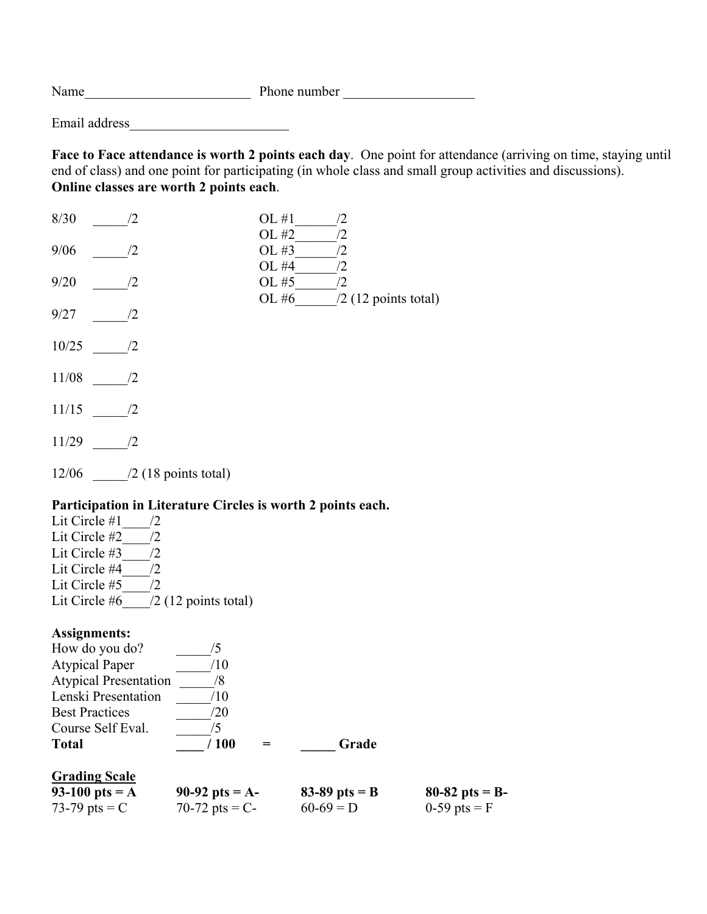Name________________________ Phone number __________________

Email address_______________________

**Face to Face attendance is worth 2 points each day**. One point for attendance (arriving on time, staying until end of class) and one point for participating (in whole class and small group activities and discussions).
**Online classes are worth 2 points each**.

| Face to Face | Online |
|---|---|
| 8/30 _____/2 | OL #1______/2 |
| | OL #2______/2 |
| 9/06 _____/2 | OL #3______/2 |
| | OL #4______/2 |
| 9/20 _____/2 | OL #5______/2 |
| | OL #6______/2 (12 points total) |
| 9/27 _____/2 | |
| 10/25 _____/2 | |
| 11/08 _____/2 | |
| 11/15 _____/2 | |
| 11/29 _____/2 | |
| 12/06 _____/2 (18 points total) | |

**Participation in Literature Circles is worth 2 points each.**

Lit Circle #1____/2
Lit Circle #2____/2
Lit Circle #3____/2
Lit Circle #4____/2
Lit Circle #5____/2
Lit Circle #6____/2 (12 points total)

**Assignments:**

| | | | |
|---|---|---|---|
| How do you do? | _____/5 | | |
| Atypical Paper | _____/10 | | |
| Atypical Presentation | _____/8 | | |
| Lenski Presentation | _____/10 | | |
| Best Practices | _____/20 | | |
| Course Self Eval. | _____/5 | | |
| **Total** | **____ / 100** | **=** | **_____ Grade** |

<u>**Grading Scale**</u>

| | | | |
|---|---|---|---|
| **93-100 pts = A** | **90-92 pts = A-** | **83-89 pts = B** | **80-82 pts = B-** |
| 73-79 pts = C | 70-72 pts = C- | 60-69 = D | 0-59 pts = F |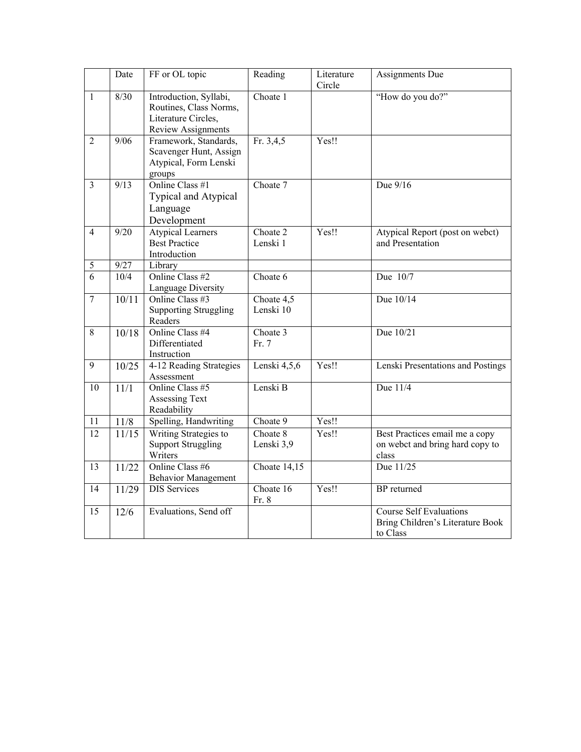| | Date | FF or OL topic | Reading | Literature Circle | Assignments Due |
|---|---|---|---|---|---|
| 1 | 8/30 | Introduction, Syllabi, Routines, Class Norms, Literature Circles, Review Assignments | Choate 1 | | "How do you do?" |
| 2 | 9/06 | Framework, Standards, Scavenger Hunt, Assign Atypical, Form Lenski groups | Fr. 3,4,5 | Yes!! | |
| 3 | 9/13 | Online Class #1 Typical and Atypical Language Development | Choate 7 | | Due 9/16 |
| 4 | 9/20 | Atypical Learners Best Practice Introduction | Choate 2 Lenski 1 | Yes!! | Atypical Report (post on webct) and Presentation |
| 5 | 9/27 | Library | | | |
| 6 | 10/4 | Online Class #2 Language Diversity | Choate 6 | | Due 10/7 |
| 7 | 10/11 | Online Class #3 Supporting Struggling Readers | Choate 4,5 Lenski 10 | | Due 10/14 |
| 8 | 10/18 | Online Class #4 Differentiated Instruction | Choate 3 Fr. 7 | | Due 10/21 |
| 9 | 10/25 | 4-12 Reading Strategies Assessment | Lenski 4,5,6 | Yes!! | Lenski Presentations and Postings |
| 10 | 11/1 | Online Class #5 Assessing Text Readability | Lenski B | | Due 11/4 |
| 11 | 11/8 | Spelling, Handwriting | Choate 9 | Yes!! | |
| 12 | 11/15 | Writing Strategies to Support Struggling Writers | Choate 8 Lenski 3,9 | Yes!! | Best Practices email me a copy on webct and bring hard copy to class |
| 13 | 11/22 | Online Class #6 Behavior Management | Choate 14,15 | | Due 11/25 |
| 14 | 11/29 | DIS Services | Choate 16 Fr. 8 | Yes!! | BP returned |
| 15 | 12/6 | Evaluations, Send off | | | Course Self Evaluations Bring Children's Literature Book to Class |